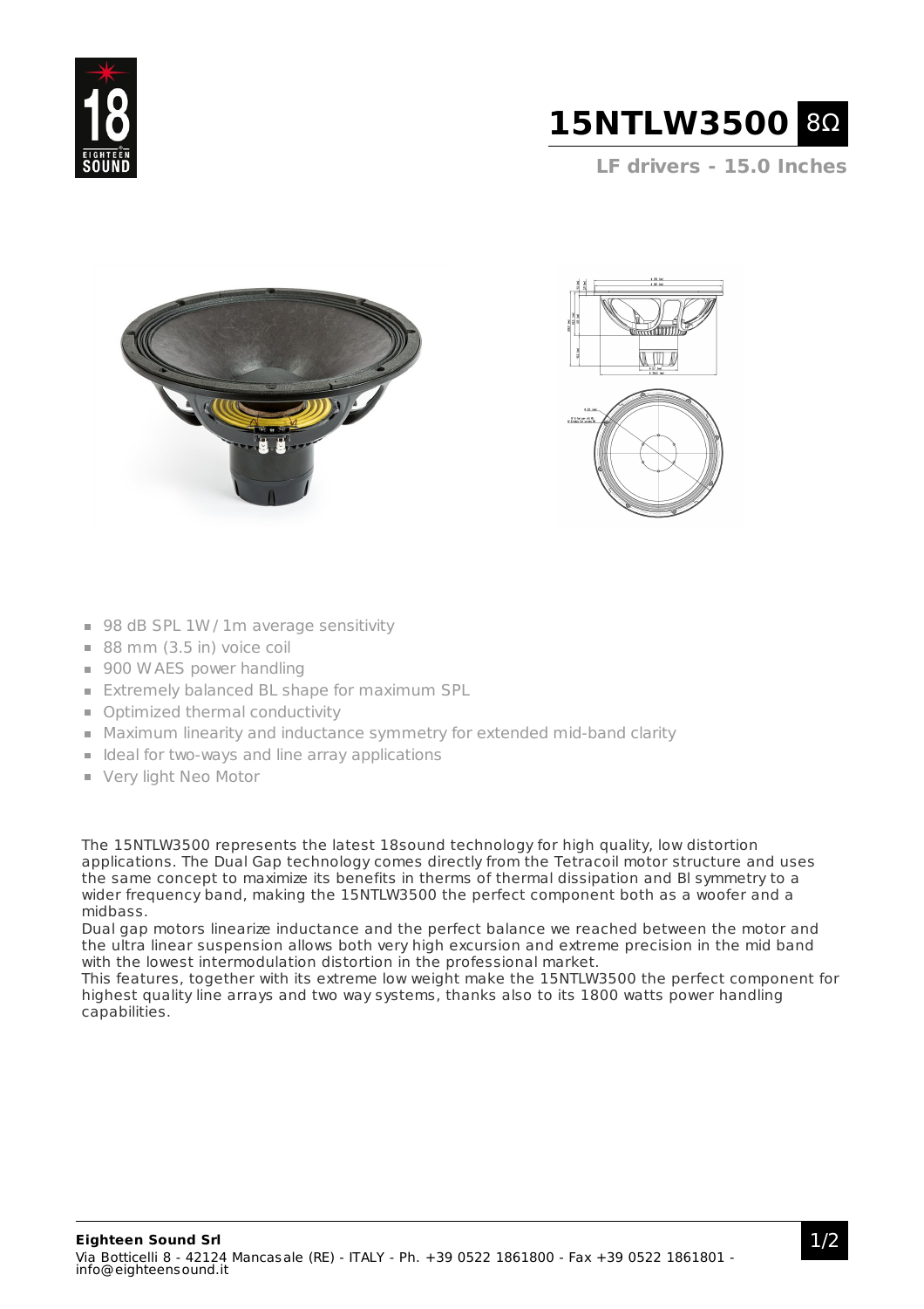# 15NTLW3500 8Ω

**LF drivers - 15.0 Inches**

- 98 dB SPL 1W / 1m average sensitivity
- 88 mm (3.5 in) voice coil
- 900 W AES power handling
- Extremely balanced BL shape for maximum SPL
- Optimized thermal conductivity
- Maximum linearity and inductance symmetry for extended mid-band clarity
- Ideal for two-ways and line array applications
- Very light Neo Motor

The 15NTLW3500 represents the latest 18sound technology for high quality, low distortion applications. The Dual Gap technology comes directly from the Tetracoil motor structure and uses the same concept to maximize its benefits in therms of thermal dissipation and Bl symmetry to a wider frequency band, making the 15NTLW3500 the perfect component both as a woofer and a midbass.
Dual gap motors linearize inductance and the perfect balance we reached between the motor and the ultra linear suspension allows both very high excursion and extreme precision in the mid band with the lowest intermodulation distortion in the professional market.
This features, together with its extreme low weight make the 15NTLW3500 the perfect component for highest quality line arrays and two way systems, thanks also to its 1800 watts power handling capabilities.

**Eighteen Sound Srl**
Via Botticelli 8 - 42124 Mancasale (RE) - ITALY - Ph. +39 0522 1861800 - Fax +39 0522 1861801 - info@eighteensound.it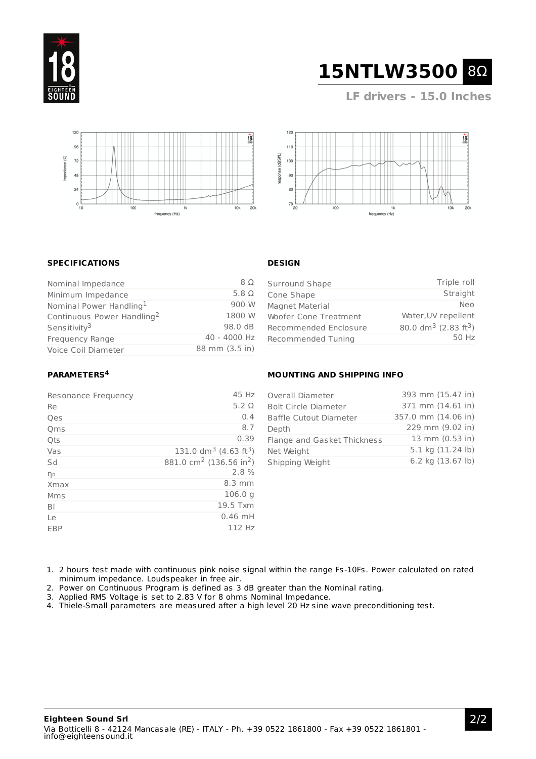# 15NTLW3500 8Ω

## LF drivers - 15.0 Inches

120
96
72
48
24
0
impedance (Ω)
10
100
1k
10k
20k
frequency (Hz)

120
110
100
90
80
70
response (dBSPL)
20
100
1k
10k
20k
frequency (Hz)

### SPECIFICATIONS

| | |
|---|---|
| Nominal Impedance | 8 Ω |
| Minimum Impedance | 5.8 Ω |
| Nominal Power Handling[1] | 900 W |
| Continuous Power Handling[2] | 1800 W |
| Sensitivity[3] | 98.0 dB |
| Frequency Range | 40 - 4000 Hz |
| Voice Coil Diameter | 88 mm (3.5 in) |

### DESIGN

| | |
|---|---|
| Surround Shape | Triple roll |
| Cone Shape | Straight |
| Magnet Material | Neo |
| Woofer Cone Treatment | Water,UV repellent |
| Recommended Enclosure | 80.0 $dm^3$ (2.83 $ft^3$) |
| Recommended Tuning | 50 Hz |

### PARAMETERS[4]

| | |
|---|---|
| Resonance Frequency | 45 Hz |
| Re | 5.2 Ω |
| Qes | 0.4 |
| Qms | 8.7 |
| Qts | 0.39 |
| Vas | 131.0 $dm^3$ (4.63 $ft^3$) |
| Sd | 881.0 $cm^2$ (136.56 $in^2$) |
| $\eta_0$ | 2.8 % |
| Xmax | 8.3 mm |
| Mms | 106.0 g |
| Bl | 19.5 Txm |
| Le | 0.46 mH |
| EBP | 112 Hz |

### MOUNTING AND SHIPPING INFO

| | |
|---|---|
| Overall Diameter | 393 mm (15.47 in) |
| Bolt Circle Diameter | 371 mm (14.61 in) |
| Baffle Cutout Diameter | 357.0 mm (14.06 in) |
| Depth | 229 mm (9.02 in) |
| Flange and Gasket Thickness | 13 mm (0.53 in) |
| Net Weight | 5.1 kg (11.24 lb) |
| Shipping Weight | 6.2 kg (13.67 lb) |

1. 2 hours test made with continuous pink noise signal within the range Fs-10Fs. Power calculated on rated minimum impedance. Loudspeaker in free air.
2. Power on Continuous Program is defined as 3 dB greater than the Nominal rating.
3. Applied RMS Voltage is set to 2.83 V for 8 ohms Nominal Impedance.
4. Thiele-Small parameters are measured after a high level 20 Hz sine wave preconditioning test.

**Eighteen Sound Srl**
Via Botticelli 8 - 42124 Mancasale (RE) - ITALY - Ph. +39 0522 1861800 - Fax +39 0522 1861801 - info@eighteensound.it